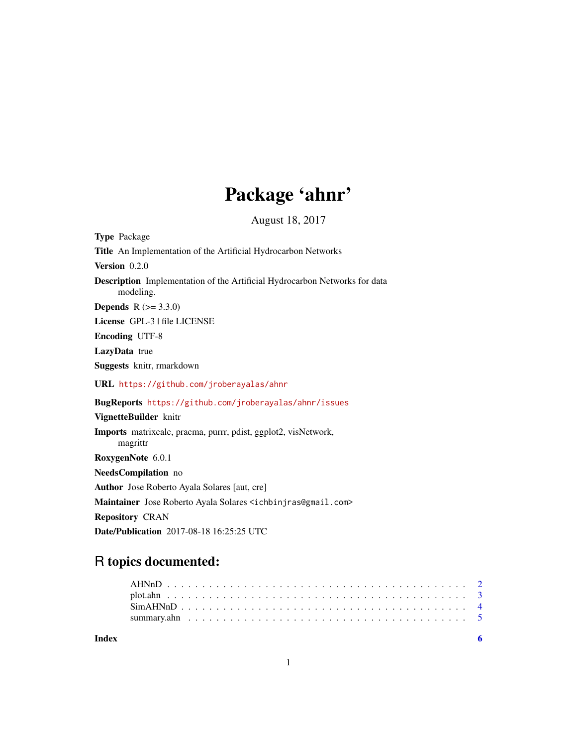# Package 'ahnr'

August 18, 2017

**Type** Package

**Title** An Implementation of the Artificial Hydrocarbon Networks

**Version** 0.2.0

**Description** Implementation of the Artificial Hydrocarbon Networks for data modeling.

**Depends** R (>= 3.3.0)

**License** GPL-3 | file LICENSE

**Encoding** UTF-8

**LazyData** true

**Suggests** knitr, rmarkdown

**URL** https://github.com/jroberayalas/ahnr

**BugReports** https://github.com/jroberayalas/ahnr/issues

**VignetteBuilder** knitr

**Imports** matrixcalc, pracma, purrr, pdist, ggplot2, visNetwork, magrittr

**RoxygenNote** 6.0.1

**NeedsCompilation** no

**Author** Jose Roberto Ayala Solares [aut, cre]

**Maintainer** Jose Roberto Ayala Solares <ichbinjras@gmail.com>

**Repository** CRAN

**Date/Publication** 2017-08-18 16:25:25 UTC

## R topics documented:

AHNnD . . . . . . . . . . . . . . . . . . . . . . . . . . . . . . . . . . . . . . . . . . 2
plot.ahn . . . . . . . . . . . . . . . . . . . . . . . . . . . . . . . . . . . . . . . . . . 3
SimAHNnD . . . . . . . . . . . . . . . . . . . . . . . . . . . . . . . . . . . . . . . . 4
summary.ahn . . . . . . . . . . . . . . . . . . . . . . . . . . . . . . . . . . . . . . . 5

**Index** **6**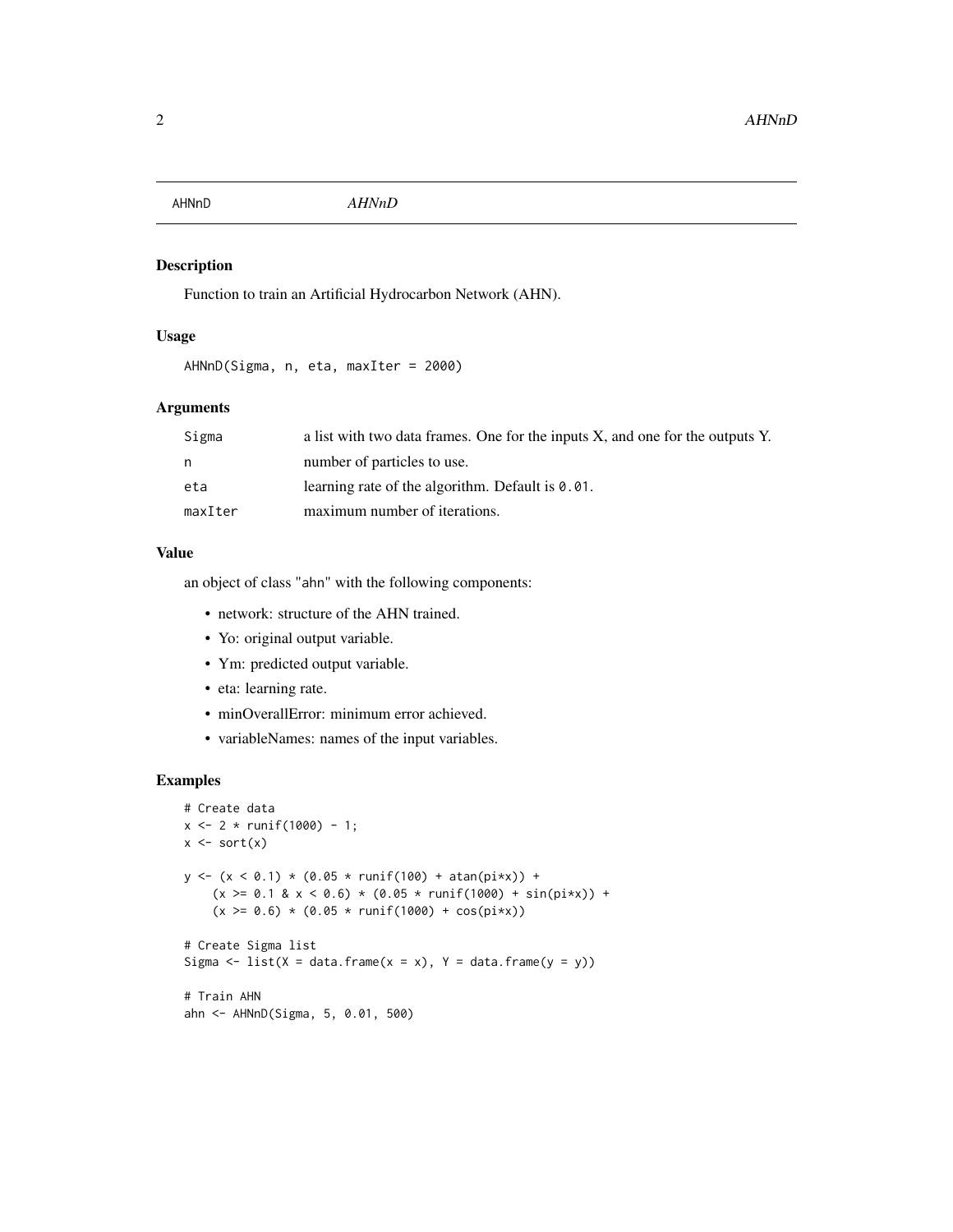AHNnD *AHNnD*

## Description

Function to train an Artificial Hydrocarbon Network (AHN).

## Usage

```
AHNnD(Sigma, n, eta, maxIter = 2000)
```

## Arguments

| | |
|---|---|
| Sigma | a list with two data frames. One for the inputs X, and one for the outputs Y. |
| n | number of particles to use. |
| eta | learning rate of the algorithm. Default is `0.01`. |
| maxIter | maximum number of iterations. |

## Value

an object of class "ahn" with the following components:

- network: structure of the AHN trained.
- Yo: original output variable.
- Ym: predicted output variable.
- eta: learning rate.
- minOverallError: minimum error achieved.
- variableNames: names of the input variables.

## Examples

```
# Create data
x <- 2 * runif(1000) - 1;
x <- sort(x)

y <- (x < 0.1) * (0.05 * runif(100) + atan(pi*x)) +
    (x >= 0.1 & x < 0.6) * (0.05 * runif(1000) + sin(pi*x)) +
    (x >= 0.6) * (0.05 * runif(1000) + cos(pi*x))

# Create Sigma list
Sigma <- list(X = data.frame(x = x), Y = data.frame(y = y))

# Train AHN
ahn <- AHNnD(Sigma, 5, 0.01, 500)
```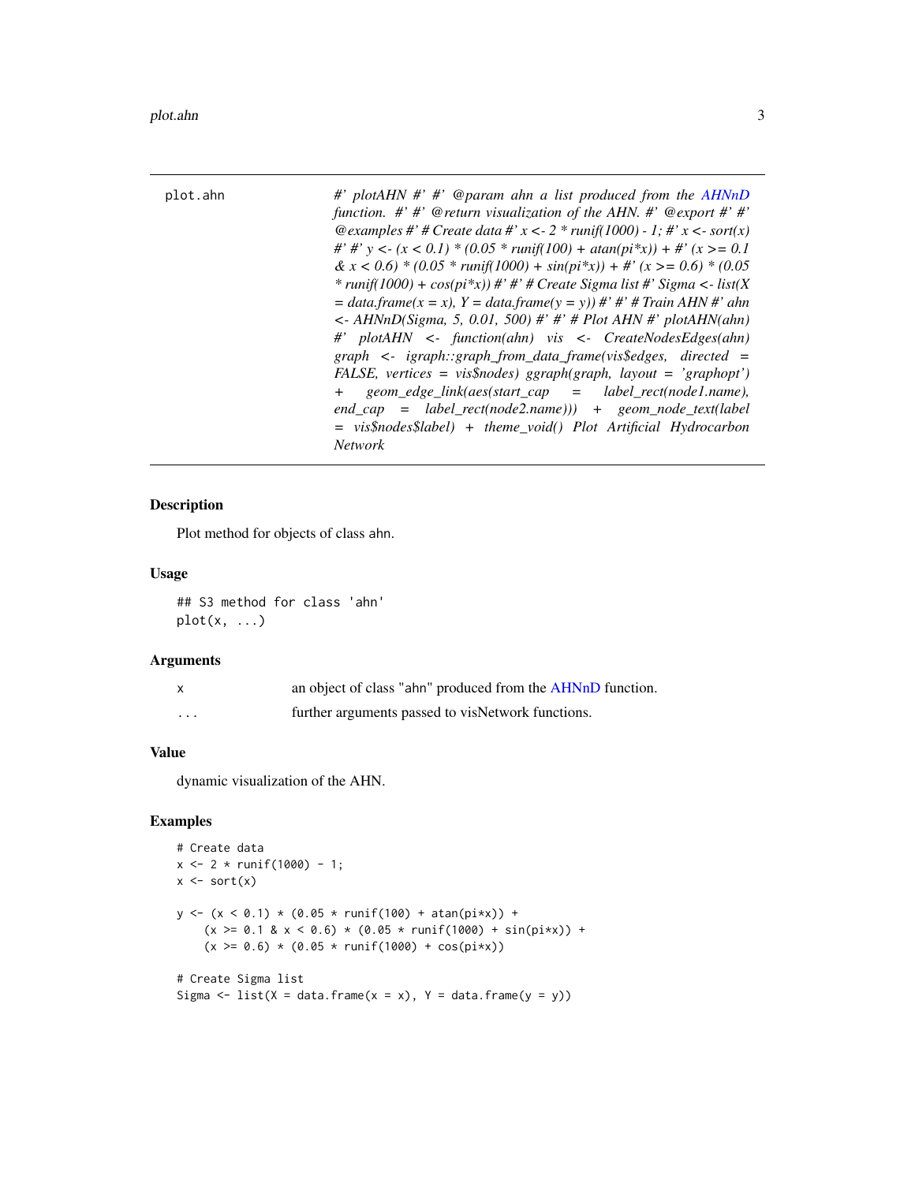| plot.ahn | *#' plotAHN #' #' @param ahn a list produced from the AHNnD function. #' #' @return visualization of the AHN. #' @export #' #' @examples #' # Create data #' x <- 2 * runif(1000) - 1; #' x <- sort(x) #' #' y <- (x < 0.1) * (0.05 * runif(100) + atan(pi*x)) + #' (x >= 0.1 & x < 0.6) * (0.05 * runif(1000) + sin(pi*x)) + #' (x >= 0.6) * (0.05 * runif(1000) + cos(pi*x)) #' #' # Create Sigma list #' Sigma <- list(X = data.frame(x = x), Y = data.frame(y = y)) #' #' # Train AHN #' ahn <- AHNnD(Sigma, 5, 0.01, 500) #' #' # Plot AHN #' plotAHN(ahn) #' plotAHN <- function(ahn) vis <- CreateNodesEdges(ahn) graph <- igraph::graph_from_data_frame(vis$edges, directed = FALSE, vertices = vis$nodes) ggraph(graph, layout = 'graphopt') + geom_edge_link(aes(start_cap = label_rect(node1.name), end_cap = label_rect(node2.name))) + geom_node_text(label = vis$nodes$label) + theme_void() Plot Artificial Hydrocarbon Network* |
|---|---|

### Description

Plot method for objects of class ahn.

### Usage

```
## S3 method for class 'ahn'
plot(x, ...)
```

### Arguments

| | |
|---|---|
| x | an object of class "ahn" produced from the AHNnD function. |
| ... | further arguments passed to visNetwork functions. |

### Value

dynamic visualization of the AHN.

### Examples

```
# Create data
x <- 2 * runif(1000) - 1;
x <- sort(x)

y <- (x < 0.1) * (0.05 * runif(100) + atan(pi*x)) +
    (x >= 0.1 & x < 0.6) * (0.05 * runif(1000) + sin(pi*x)) +
    (x >= 0.6) * (0.05 * runif(1000) + cos(pi*x))

# Create Sigma list
Sigma <- list(X = data.frame(x = x), Y = data.frame(y = y))
```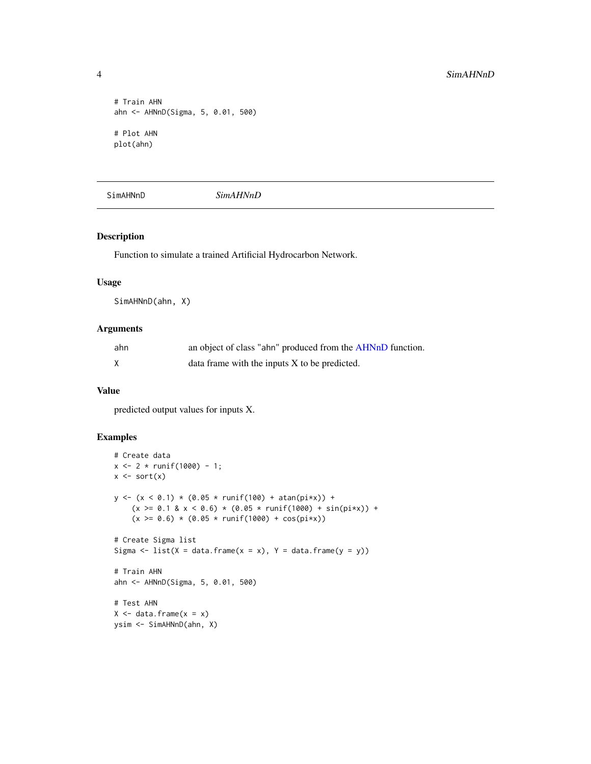```
# Train AHN
ahn <- AHNnD(Sigma, 5, 0.01, 500)

# Plot AHN
plot(ahn)
```

---

SimAHNnD &nbsp;&nbsp;&nbsp;&nbsp;&nbsp;&nbsp;&nbsp;&nbsp; *SimAHNnD*

---

### Description

Function to simulate a trained Artificial Hydrocarbon Network.

### Usage

```
SimAHNnD(ahn, X)
```

### Arguments

| | |
|---|---|
| ahn | an object of class "ahn" produced from the AHNnD function. |
| X | data frame with the inputs X to be predicted. |

### Value

predicted output values for inputs X.

### Examples

```
# Create data
x <- 2 * runif(1000) - 1;
x <- sort(x)

y <- (x < 0.1) * (0.05 * runif(100) + atan(pi*x)) +
    (x >= 0.1 & x < 0.6) * (0.05 * runif(1000) + sin(pi*x)) +
    (x >= 0.6) * (0.05 * runif(1000) + cos(pi*x))

# Create Sigma list
Sigma <- list(X = data.frame(x = x), Y = data.frame(y = y))

# Train AHN
ahn <- AHNnD(Sigma, 5, 0.01, 500)

# Test AHN
X <- data.frame(x = x)
ysim <- SimAHNnD(ahn, X)
```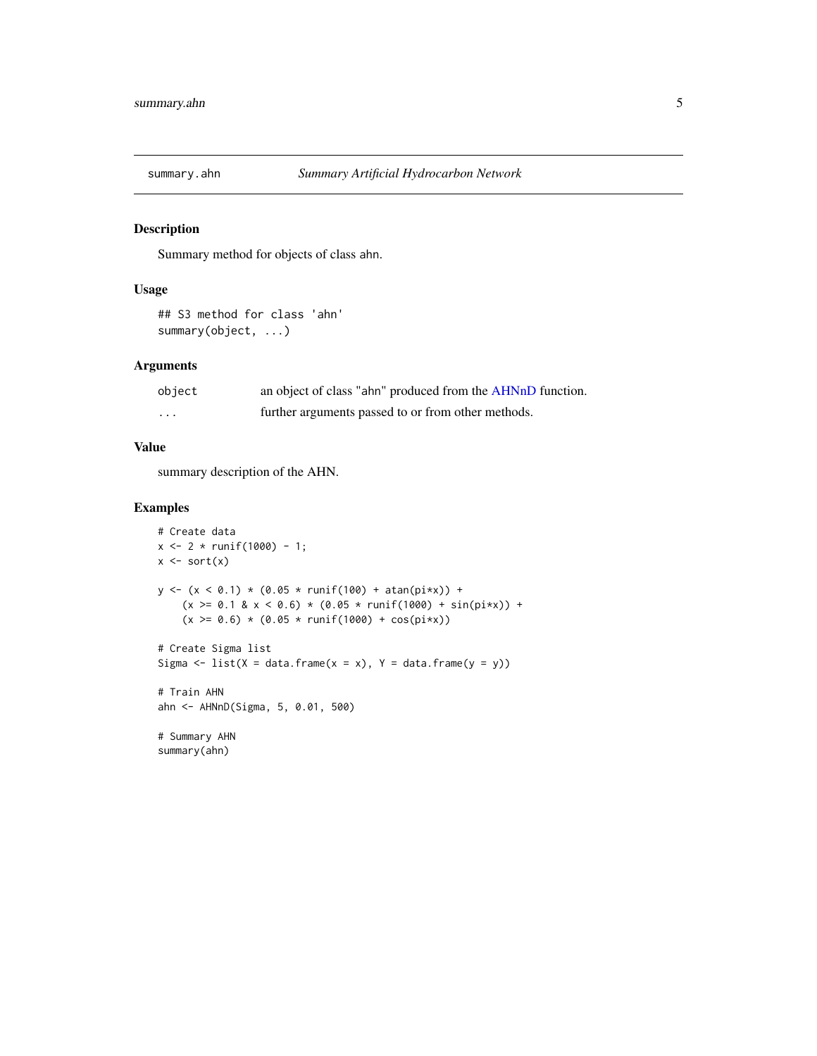# summary.ahn — *Summary Artificial Hydrocarbon Network*

## Description

Summary method for objects of class ahn.

## Usage

```
## S3 method for class 'ahn'
summary(object, ...)
```

## Arguments

| | |
|---|---|
| object | an object of class "ahn" produced from the AHNnD function. |
| ... | further arguments passed to or from other methods. |

## Value

summary description of the AHN.

## Examples

```
# Create data
x <- 2 * runif(1000) - 1;
x <- sort(x)

y <- (x < 0.1) * (0.05 * runif(100) + atan(pi*x)) +
    (x >= 0.1 & x < 0.6) * (0.05 * runif(1000) + sin(pi*x)) +
    (x >= 0.6) * (0.05 * runif(1000) + cos(pi*x))

# Create Sigma list
Sigma <- list(X = data.frame(x = x), Y = data.frame(y = y))

# Train AHN
ahn <- AHNnD(Sigma, 5, 0.01, 500)

# Summary AHN
summary(ahn)
```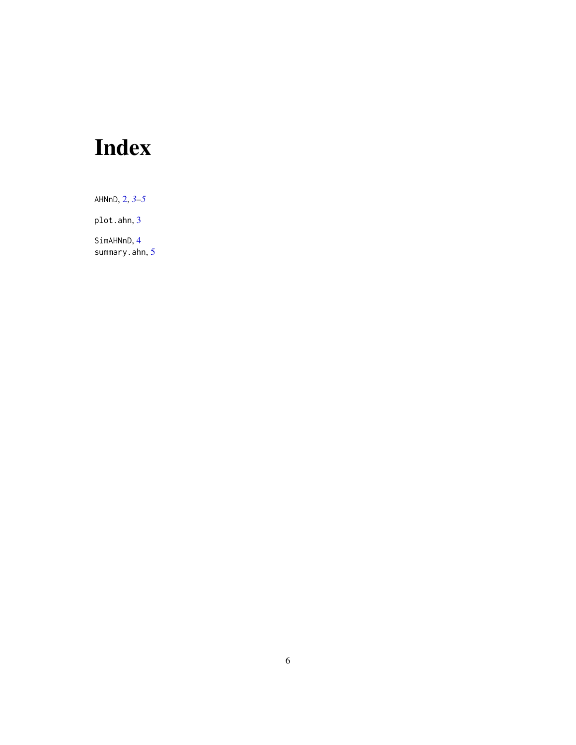# Index

AHNnD, 2, *3–5*

plot.ahn, 3

SimAHNnD, 4
summary.ahn, 5